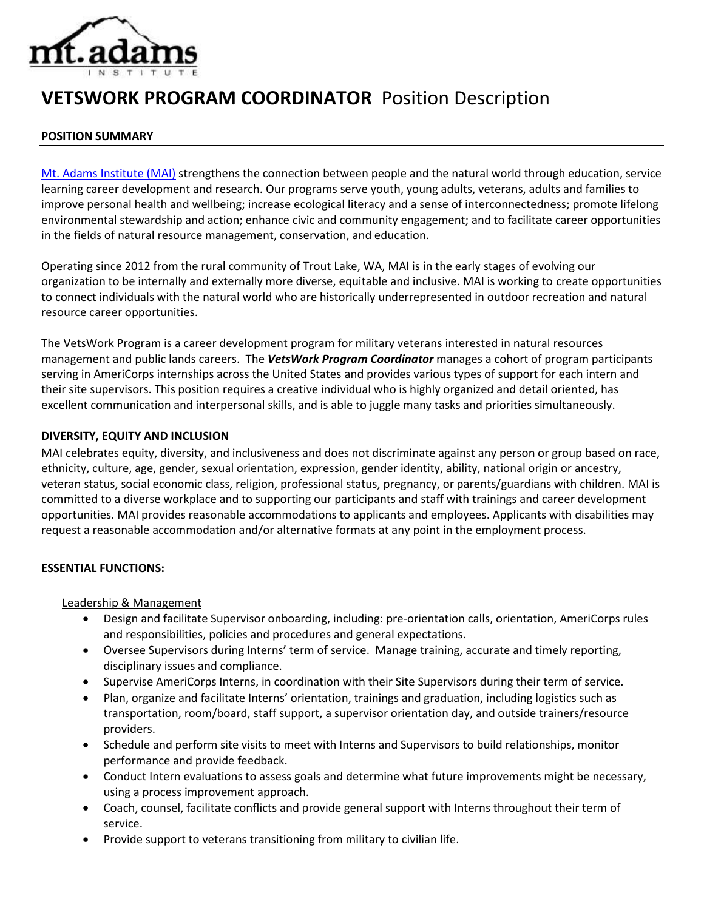# VETSWORK PROGRAM COORDINATOR Position Description

## POSITION SUMMARY

[Mt. Adams Institute (MAI)] strengthens the connection between people and the natural world through education, service learning career development and research. Our programs serve youth, young adults, veterans, adults and families to improve personal health and wellbeing; increase ecological literacy and a sense of interconnectedness; promote lifelong environmental stewardship and action; enhance civic and community engagement; and to facilitate career opportunities in the fields of natural resource management, conservation, and education.

Operating since 2012 from the rural community of Trout Lake, WA, MAI is in the early stages of evolving our organization to be internally and externally more diverse, equitable and inclusive. MAI is working to create opportunities to connect individuals with the natural world who are historically underrepresented in outdoor recreation and natural resource career opportunities.

The VetsWork Program is a career development program for military veterans interested in natural resources management and public lands careers. The ***VetsWork Program Coordinator*** manages a cohort of program participants serving in AmeriCorps internships across the United States and provides various types of support for each intern and their site supervisors. This position requires a creative individual who is highly organized and detail oriented, has excellent communication and interpersonal skills, and is able to juggle many tasks and priorities simultaneously.

## DIVERSITY, EQUITY AND INCLUSION

MAI celebrates equity, diversity, and inclusiveness and does not discriminate against any person or group based on race, ethnicity, culture, age, gender, sexual orientation, expression, gender identity, ability, national origin or ancestry, veteran status, social economic class, religion, professional status, pregnancy, or parents/guardians with children. MAI is committed to a diverse workplace and to supporting our participants and staff with trainings and career development opportunities. MAI provides reasonable accommodations to applicants and employees. Applicants with disabilities may request a reasonable accommodation and/or alternative formats at any point in the employment process.

## ESSENTIAL FUNCTIONS:

Leadership & Management

- Design and facilitate Supervisor onboarding, including: pre-orientation calls, orientation, AmeriCorps rules and responsibilities, policies and procedures and general expectations.
- Oversee Supervisors during Interns' term of service. Manage training, accurate and timely reporting, disciplinary issues and compliance.
- Supervise AmeriCorps Interns, in coordination with their Site Supervisors during their term of service.
- Plan, organize and facilitate Interns' orientation, trainings and graduation, including logistics such as transportation, room/board, staff support, a supervisor orientation day, and outside trainers/resource providers.
- Schedule and perform site visits to meet with Interns and Supervisors to build relationships, monitor performance and provide feedback.
- Conduct Intern evaluations to assess goals and determine what future improvements might be necessary, using a process improvement approach.
- Coach, counsel, facilitate conflicts and provide general support with Interns throughout their term of service.
- Provide support to veterans transitioning from military to civilian life.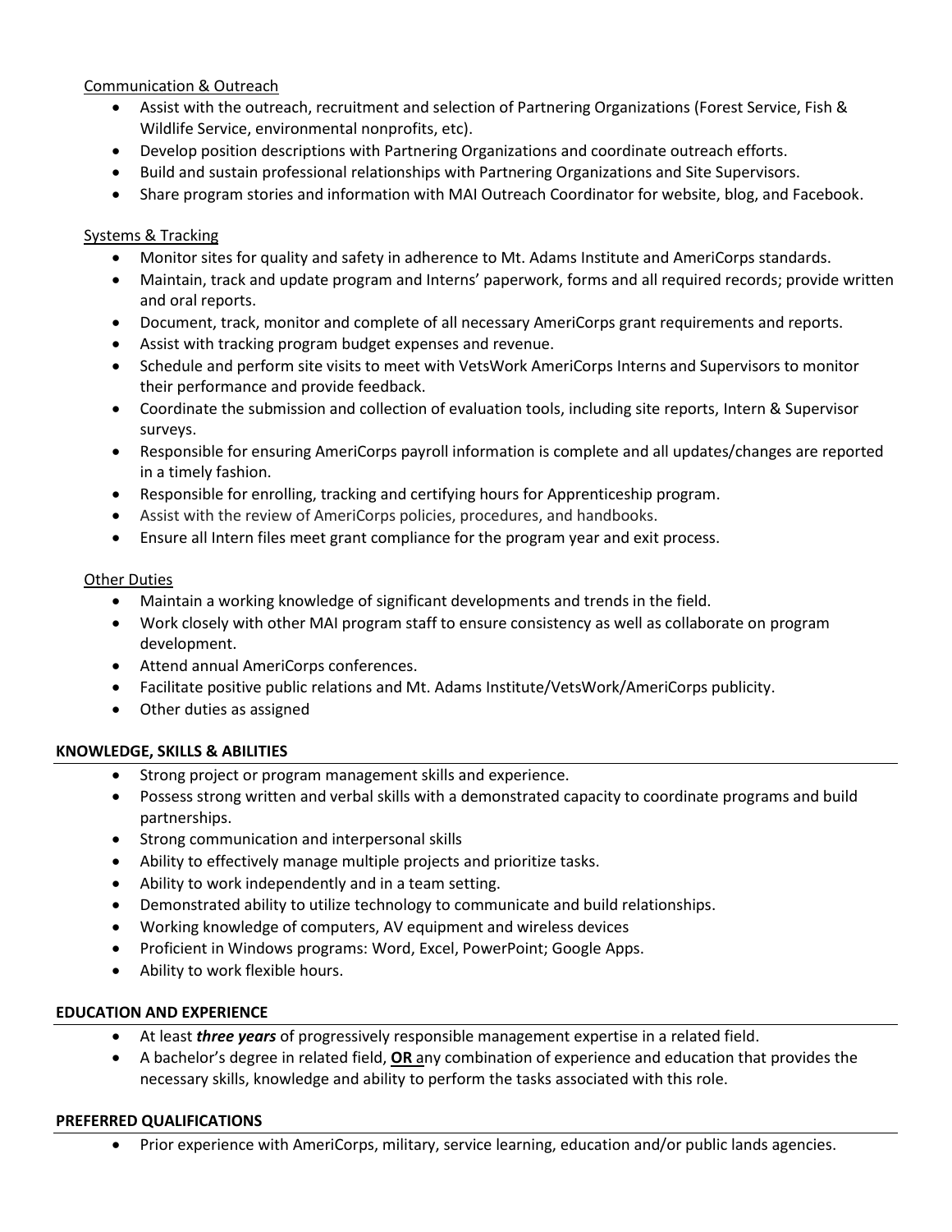Communication & Outreach

- Assist with the outreach, recruitment and selection of Partnering Organizations (Forest Service, Fish & Wildlife Service, environmental nonprofits, etc).
- Develop position descriptions with Partnering Organizations and coordinate outreach efforts.
- Build and sustain professional relationships with Partnering Organizations and Site Supervisors.
- Share program stories and information with MAI Outreach Coordinator for website, blog, and Facebook.

Systems & Tracking

- Monitor sites for quality and safety in adherence to Mt. Adams Institute and AmeriCorps standards.
- Maintain, track and update program and Interns' paperwork, forms and all required records; provide written and oral reports.
- Document, track, monitor and complete of all necessary AmeriCorps grant requirements and reports.
- Assist with tracking program budget expenses and revenue.
- Schedule and perform site visits to meet with VetsWork AmeriCorps Interns and Supervisors to monitor their performance and provide feedback.
- Coordinate the submission and collection of evaluation tools, including site reports, Intern & Supervisor surveys.
- Responsible for ensuring AmeriCorps payroll information is complete and all updates/changes are reported in a timely fashion.
- Responsible for enrolling, tracking and certifying hours for Apprenticeship program.
- Assist with the review of AmeriCorps policies, procedures, and handbooks.
- Ensure all Intern files meet grant compliance for the program year and exit process.

Other Duties

- Maintain a working knowledge of significant developments and trends in the field.
- Work closely with other MAI program staff to ensure consistency as well as collaborate on program development.
- Attend annual AmeriCorps conferences.
- Facilitate positive public relations and Mt. Adams Institute/VetsWork/AmeriCorps publicity.
- Other duties as assigned

## KNOWLEDGE, SKILLS & ABILITIES

- Strong project or program management skills and experience.
- Possess strong written and verbal skills with a demonstrated capacity to coordinate programs and build partnerships.
- Strong communication and interpersonal skills
- Ability to effectively manage multiple projects and prioritize tasks.
- Ability to work independently and in a team setting.
- Demonstrated ability to utilize technology to communicate and build relationships.
- Working knowledge of computers, AV equipment and wireless devices
- Proficient in Windows programs: Word, Excel, PowerPoint; Google Apps.
- Ability to work flexible hours.

## EDUCATION AND EXPERIENCE

- At least ***three years*** of progressively responsible management expertise in a related field.
- A bachelor's degree in related field, **OR** any combination of experience and education that provides the necessary skills, knowledge and ability to perform the tasks associated with this role.

## PREFERRED QUALIFICATIONS

- Prior experience with AmeriCorps, military, service learning, education and/or public lands agencies.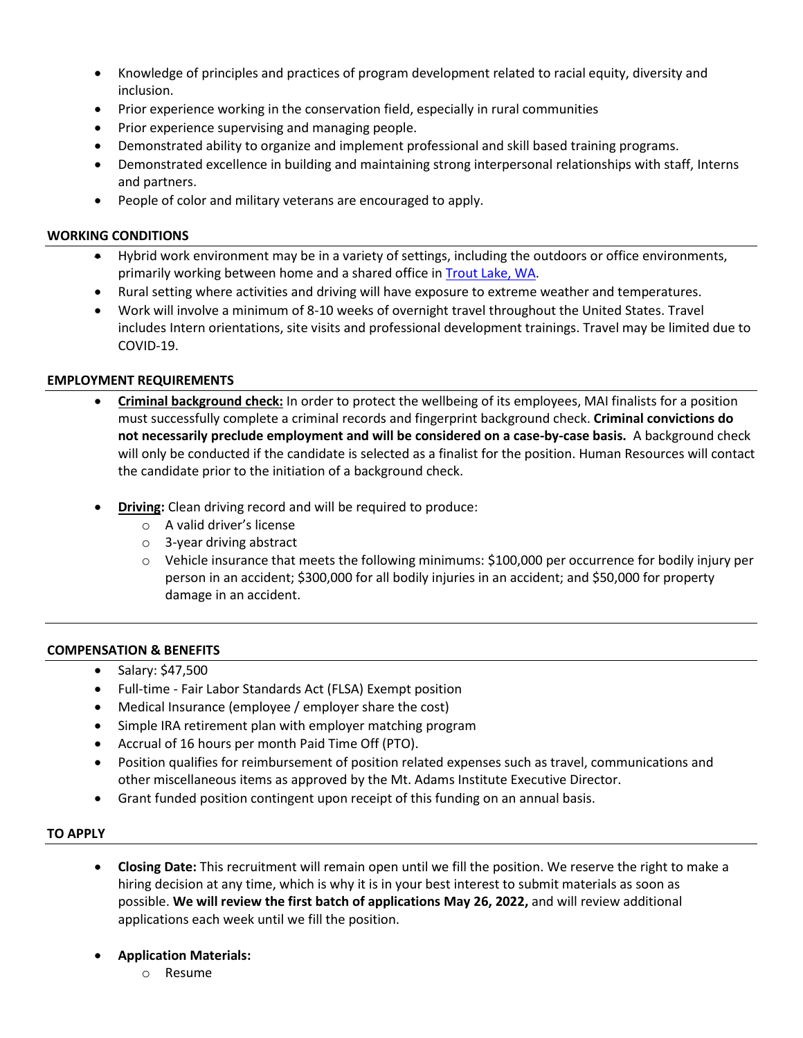- Knowledge of principles and practices of program development related to racial equity, diversity and inclusion.
- Prior experience working in the conservation field, especially in rural communities
- Prior experience supervising and managing people.
- Demonstrated ability to organize and implement professional and skill based training programs.
- Demonstrated excellence in building and maintaining strong interpersonal relationships with staff, Interns and partners.
- People of color and military veterans are encouraged to apply.

**WORKING CONDITIONS**

- Hybrid work environment may be in a variety of settings, including the outdoors or office environments, primarily working between home and a shared office in [Trout Lake, WA](#).
- Rural setting where activities and driving will have exposure to extreme weather and temperatures.
- Work will involve a minimum of 8-10 weeks of overnight travel throughout the United States. Travel includes Intern orientations, site visits and professional development trainings. Travel may be limited due to COVID-19.

**EMPLOYMENT REQUIREMENTS**

- **Criminal background check:** In order to protect the wellbeing of its employees, MAI finalists for a position must successfully complete a criminal records and fingerprint background check. **Criminal convictions do not necessarily preclude employment and will be considered on a case-by-case basis.** A background check will only be conducted if the candidate is selected as a finalist for the position. Human Resources will contact the candidate prior to the initiation of a background check.

- **Driving:** Clean driving record and will be required to produce:
  - A valid driver's license
  - 3-year driving abstract
  - Vehicle insurance that meets the following minimums: $100,000 per occurrence for bodily injury per person in an accident; $300,000 for all bodily injuries in an accident; and $50,000 for property damage in an accident.

**COMPENSATION & BENEFITS**

- Salary: $47,500
- Full-time - Fair Labor Standards Act (FLSA) Exempt position
- Medical Insurance (employee / employer share the cost)
- Simple IRA retirement plan with employer matching program
- Accrual of 16 hours per month Paid Time Off (PTO).
- Position qualifies for reimbursement of position related expenses such as travel, communications and other miscellaneous items as approved by the Mt. Adams Institute Executive Director.
- Grant funded position contingent upon receipt of this funding on an annual basis.

**TO APPLY**

- **Closing Date:** This recruitment will remain open until we fill the position. We reserve the right to make a hiring decision at any time, which is why it is in your best interest to submit materials as soon as possible. **We will review the first batch of applications May 26, 2022,** and will review additional applications each week until we fill the position.

- **Application Materials:**
  - Resume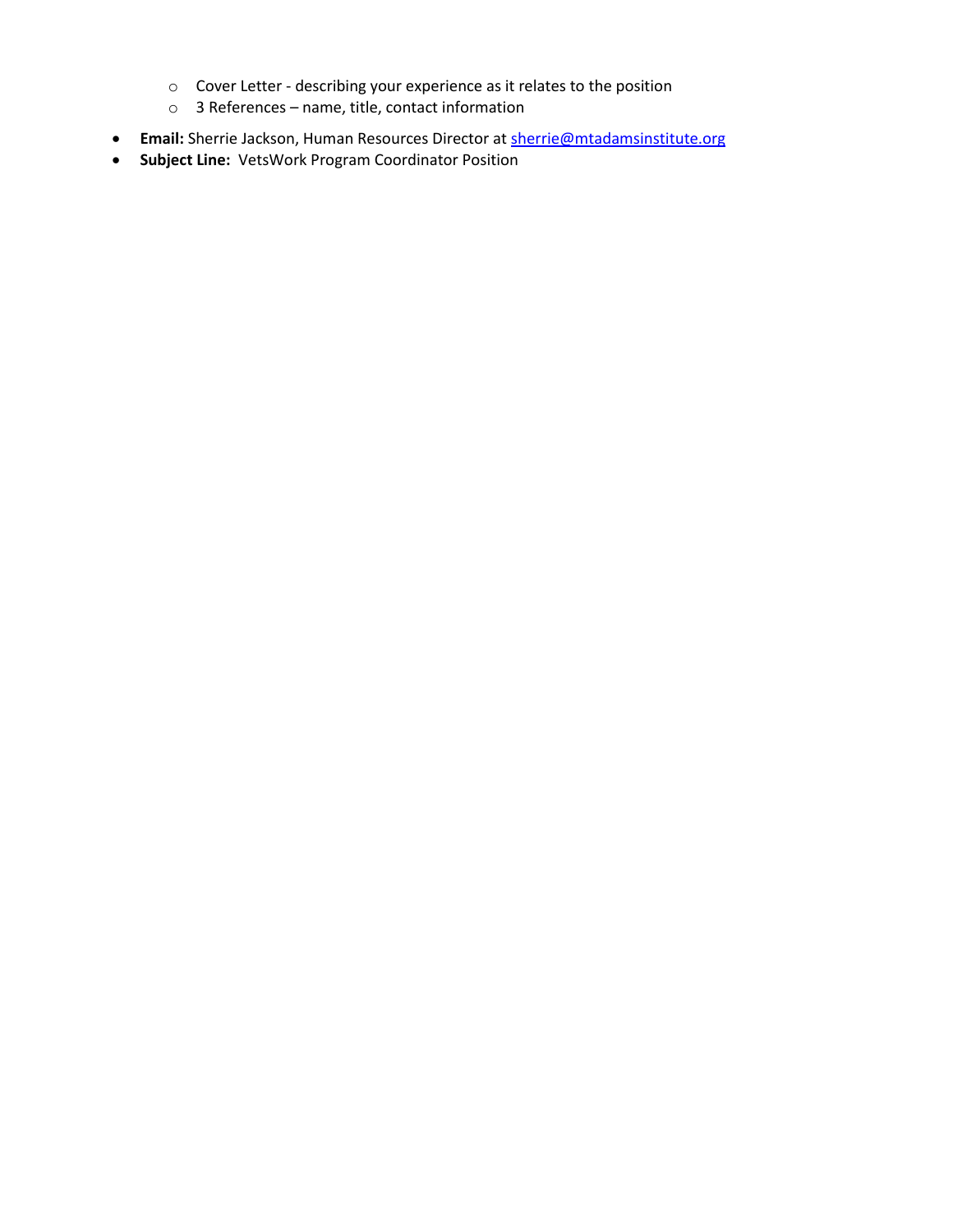- Cover Letter - describing your experience as it relates to the position
    - 3 References – name, title, contact information
- **Email:** Sherrie Jackson, Human Resources Director at sherrie@mtadamsinstitute.org
- **Subject Line:** VetsWork Program Coordinator Position